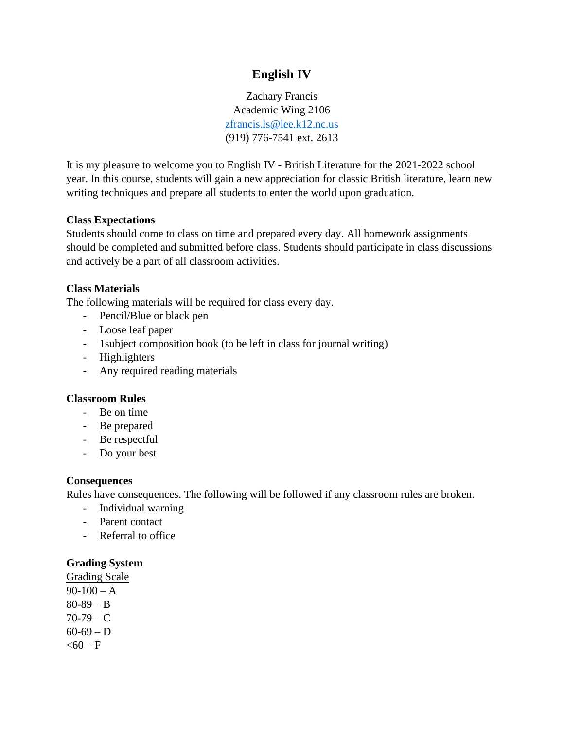# English IV

Zachary Francis
Academic Wing 2106
zfrancis.ls@lee.k12.nc.us
(919) 776-7541 ext. 2613

It is my pleasure to welcome you to English IV - British Literature for the 2021-2022 school year. In this course, students will gain a new appreciation for classic British literature, learn new writing techniques and prepare all students to enter the world upon graduation.

**Class Expectations**
Students should come to class on time and prepared every day. All homework assignments should be completed and submitted before class. Students should participate in class discussions and actively be a part of all classroom activities.

**Class Materials**
The following materials will be required for class every day.

- Pencil/Blue or black pen
- Loose leaf paper
- 1subject composition book (to be left in class for journal writing)
- Highlighters
- Any required reading materials

**Classroom Rules**

- Be on time
- Be prepared
- Be respectful
- Do your best

**Consequences**
Rules have consequences. The following will be followed if any classroom rules are broken.

- Individual warning
- Parent contact
- Referral to office

**Grading System**
<u>Grading Scale</u>
90-100 – A
80-89 – B
70-79 – C
60-69 – D
<60 – F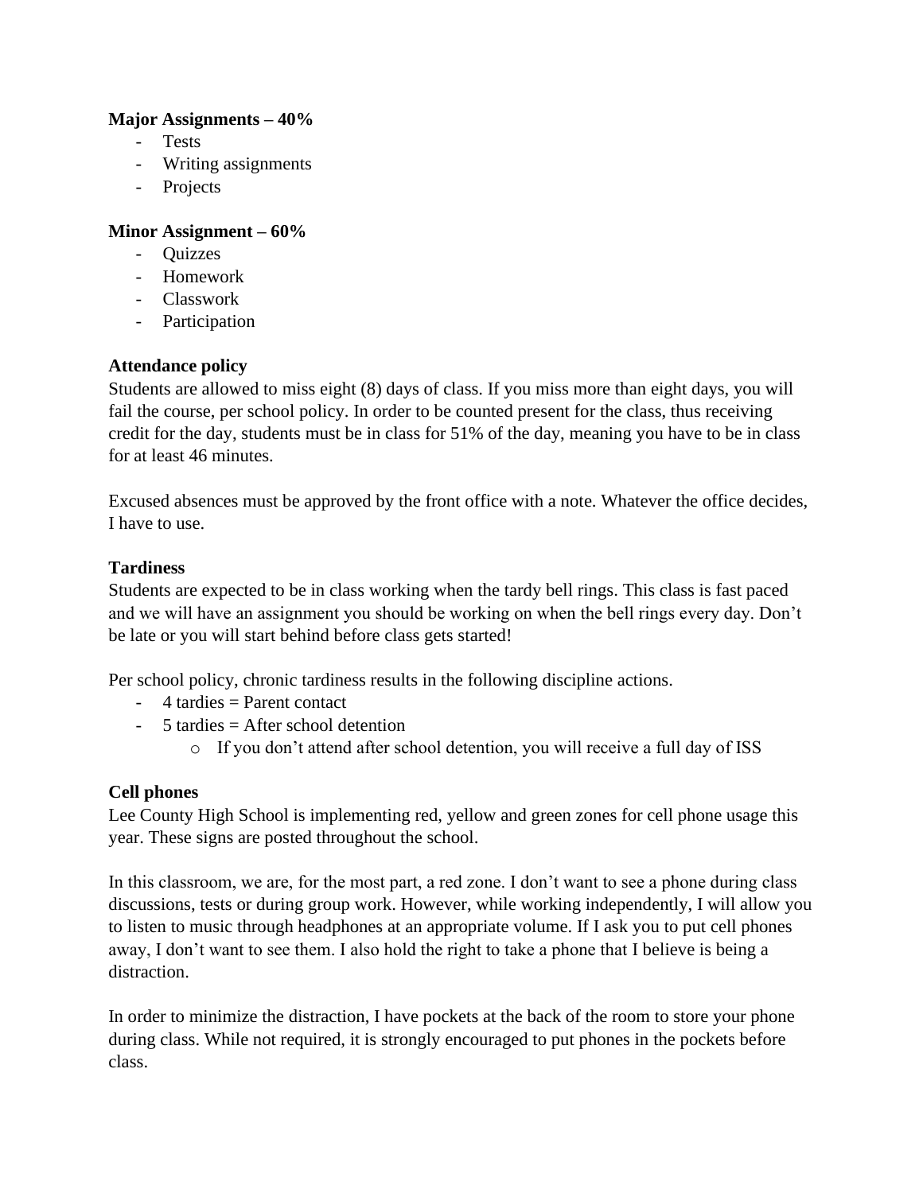**Major Assignments – 40%**

- Tests
- Writing assignments
- Projects

**Minor Assignment – 60%**

- Quizzes
- Homework
- Classwork
- Participation

**Attendance policy**

Students are allowed to miss eight (8) days of class. If you miss more than eight days, you will fail the course, per school policy. In order to be counted present for the class, thus receiving credit for the day, students must be in class for 51% of the day, meaning you have to be in class for at least 46 minutes.

Excused absences must be approved by the front office with a note. Whatever the office decides, I have to use.

**Tardiness**

Students are expected to be in class working when the tardy bell rings. This class is fast paced and we will have an assignment you should be working on when the bell rings every day. Don't be late or you will start behind before class gets started!

Per school policy, chronic tardiness results in the following discipline actions.

- 4 tardies = Parent contact
- 5 tardies = After school detention
  - If you don't attend after school detention, you will receive a full day of ISS

**Cell phones**

Lee County High School is implementing red, yellow and green zones for cell phone usage this year. These signs are posted throughout the school.

In this classroom, we are, for the most part, a red zone. I don't want to see a phone during class discussions, tests or during group work. However, while working independently, I will allow you to listen to music through headphones at an appropriate volume. If I ask you to put cell phones away, I don't want to see them. I also hold the right to take a phone that I believe is being a distraction.

In order to minimize the distraction, I have pockets at the back of the room to store your phone during class. While not required, it is strongly encouraged to put phones in the pockets before class.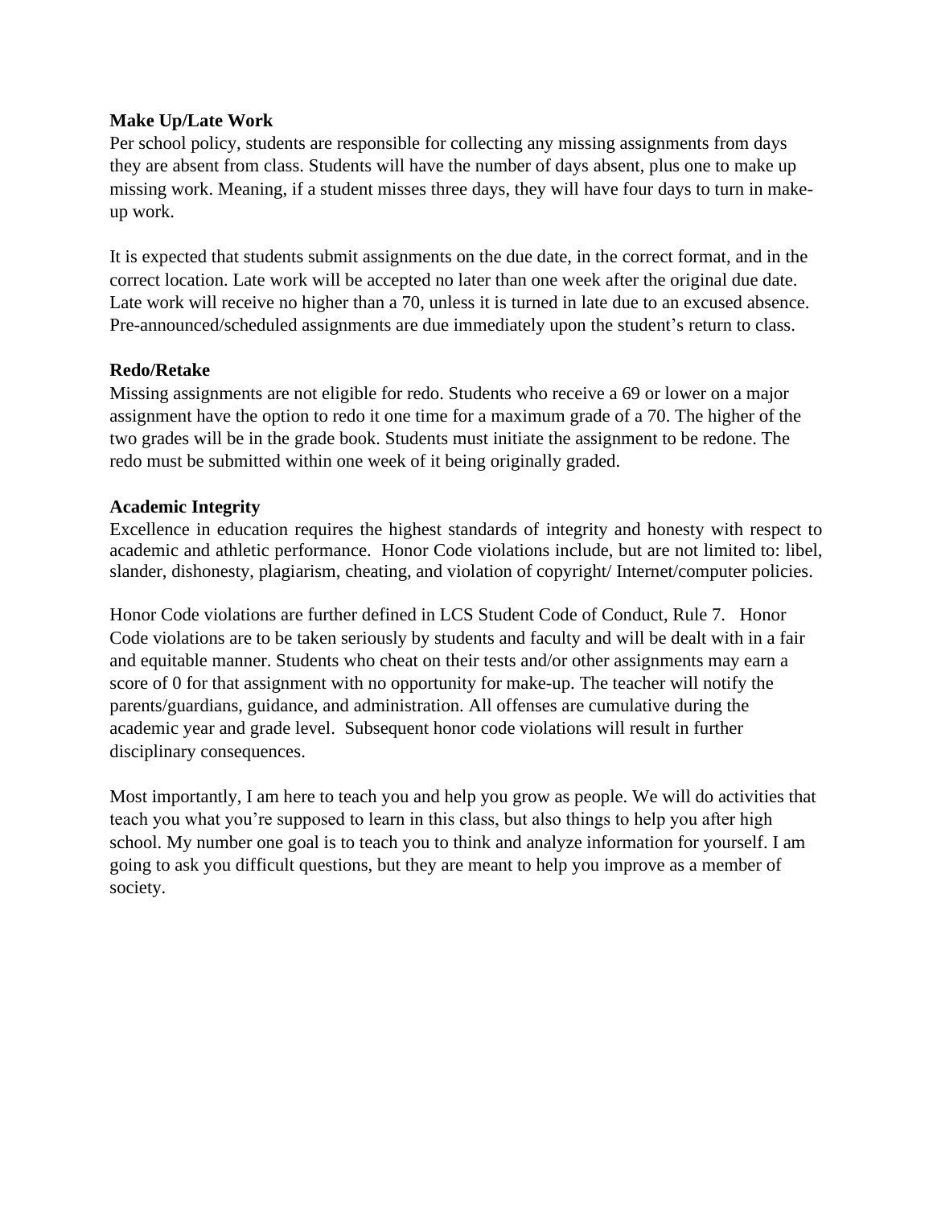**Make Up/Late Work**

Per school policy, students are responsible for collecting any missing assignments from days they are absent from class. Students will have the number of days absent, plus one to make up missing work. Meaning, if a student misses three days, they will have four days to turn in make-up work.

It is expected that students submit assignments on the due date, in the correct format, and in the correct location. Late work will be accepted no later than one week after the original due date. Late work will receive no higher than a 70, unless it is turned in late due to an excused absence. Pre-announced/scheduled assignments are due immediately upon the student's return to class.

**Redo/Retake**

Missing assignments are not eligible for redo. Students who receive a 69 or lower on a major assignment have the option to redo it one time for a maximum grade of a 70. The higher of the two grades will be in the grade book. Students must initiate the assignment to be redone. The redo must be submitted within one week of it being originally graded.

**Academic Integrity**

Excellence in education requires the highest standards of integrity and honesty with respect to academic and athletic performance. Honor Code violations include, but are not limited to: libel, slander, dishonesty, plagiarism, cheating, and violation of copyright/ Internet/computer policies.

Honor Code violations are further defined in LCS Student Code of Conduct, Rule 7. Honor Code violations are to be taken seriously by students and faculty and will be dealt with in a fair and equitable manner. Students who cheat on their tests and/or other assignments may earn a score of 0 for that assignment with no opportunity for make-up. The teacher will notify the parents/guardians, guidance, and administration. All offenses are cumulative during the academic year and grade level. Subsequent honor code violations will result in further disciplinary consequences.

Most importantly, I am here to teach you and help you grow as people. We will do activities that teach you what you're supposed to learn in this class, but also things to help you after high school. My number one goal is to teach you to think and analyze information for yourself. I am going to ask you difficult questions, but they are meant to help you improve as a member of society.